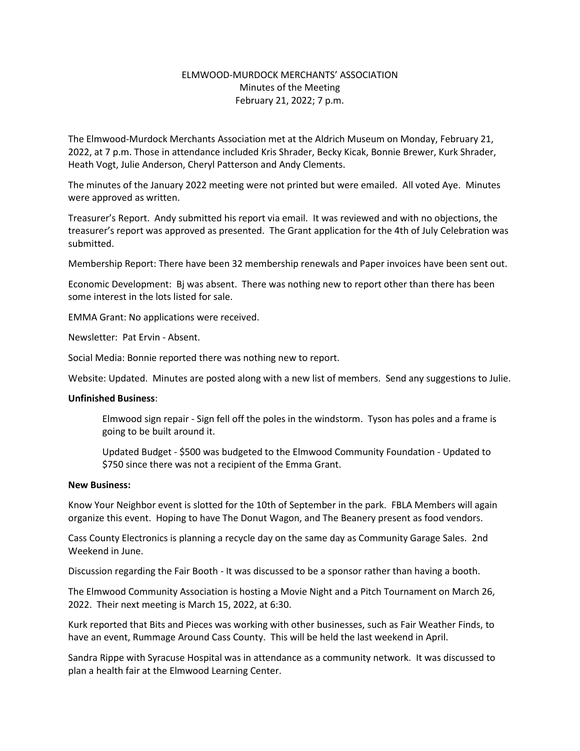ELMWOOD-MURDOCK MERCHANTS' ASSOCIATION
Minutes of the Meeting
February 21, 2022; 7 p.m.

The Elmwood-Murdock Merchants Association met at the Aldrich Museum on Monday, February 21, 2022, at 7 p.m. Those in attendance included Kris Shrader, Becky Kicak, Bonnie Brewer, Kurk Shrader, Heath Vogt, Julie Anderson, Cheryl Patterson and Andy Clements.

The minutes of the January 2022 meeting were not printed but were emailed. All voted Aye. Minutes were approved as written.

Treasurer's Report. Andy submitted his report via email. It was reviewed and with no objections, the treasurer's report was approved as presented. The Grant application for the 4th of July Celebration was submitted.

Membership Report: There have been 32 membership renewals and Paper invoices have been sent out.

Economic Development: Bj was absent. There was nothing new to report other than there has been some interest in the lots listed for sale.

EMMA Grant: No applications were received.

Newsletter: Pat Ervin - Absent.

Social Media: Bonnie reported there was nothing new to report.

Website: Updated. Minutes are posted along with a new list of members. Send any suggestions to Julie.

**Unfinished Business**:

Elmwood sign repair - Sign fell off the poles in the windstorm. Tyson has poles and a frame is going to be built around it.

Updated Budget - $500 was budgeted to the Elmwood Community Foundation - Updated to $750 since there was not a recipient of the Emma Grant.

**New Business:**

Know Your Neighbor event is slotted for the 10th of September in the park. FBLA Members will again organize this event. Hoping to have The Donut Wagon, and The Beanery present as food vendors.

Cass County Electronics is planning a recycle day on the same day as Community Garage Sales. 2nd Weekend in June.

Discussion regarding the Fair Booth - It was discussed to be a sponsor rather than having a booth.

The Elmwood Community Association is hosting a Movie Night and a Pitch Tournament on March 26, 2022. Their next meeting is March 15, 2022, at 6:30.

Kurk reported that Bits and Pieces was working with other businesses, such as Fair Weather Finds, to have an event, Rummage Around Cass County. This will be held the last weekend in April.

Sandra Rippe with Syracuse Hospital was in attendance as a community network. It was discussed to plan a health fair at the Elmwood Learning Center.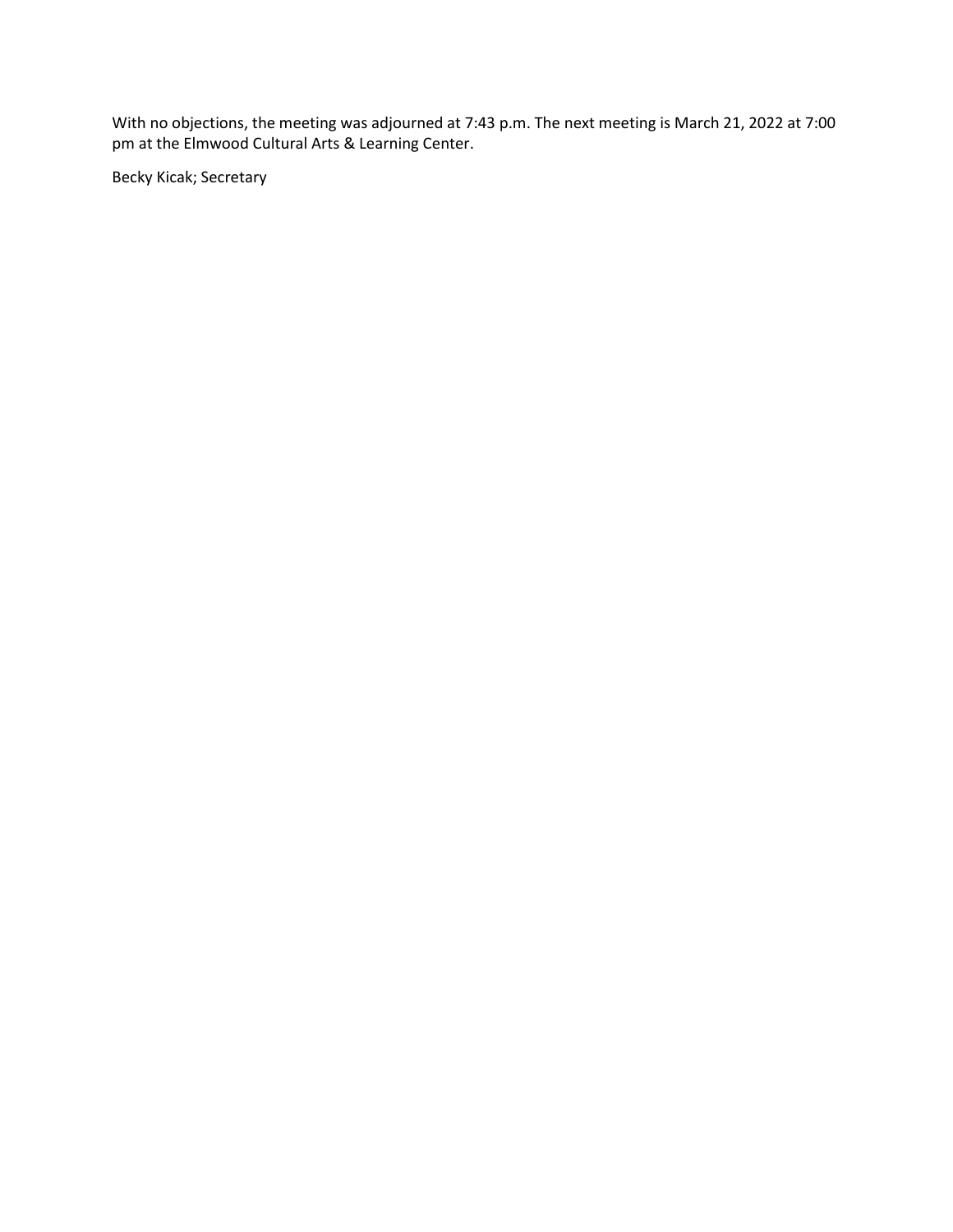With no objections, the meeting was adjourned at 7:43 p.m. The next meeting is March 21, 2022 at 7:00 pm at the Elmwood Cultural Arts & Learning Center.

Becky Kicak; Secretary